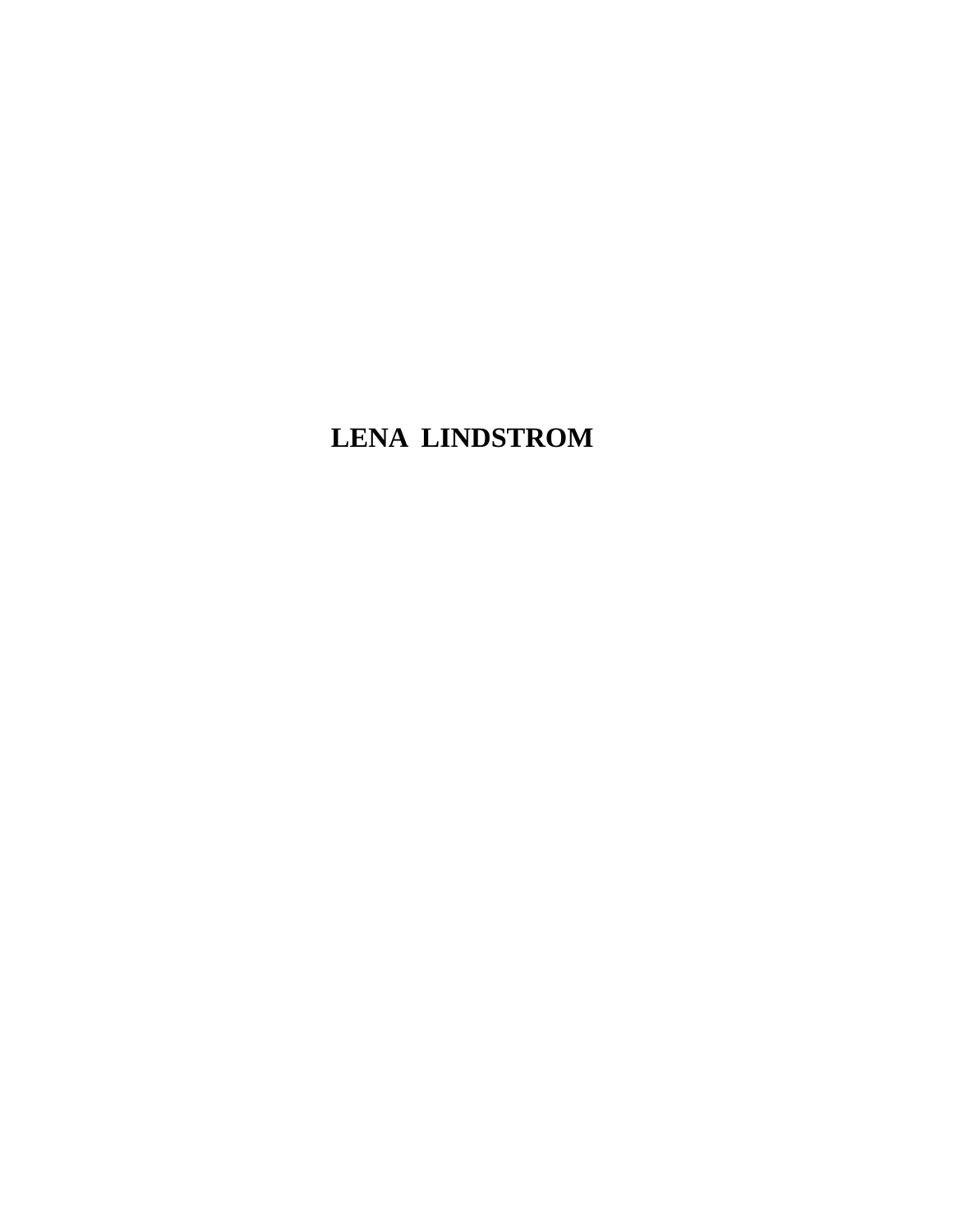# LENA LINDSTROM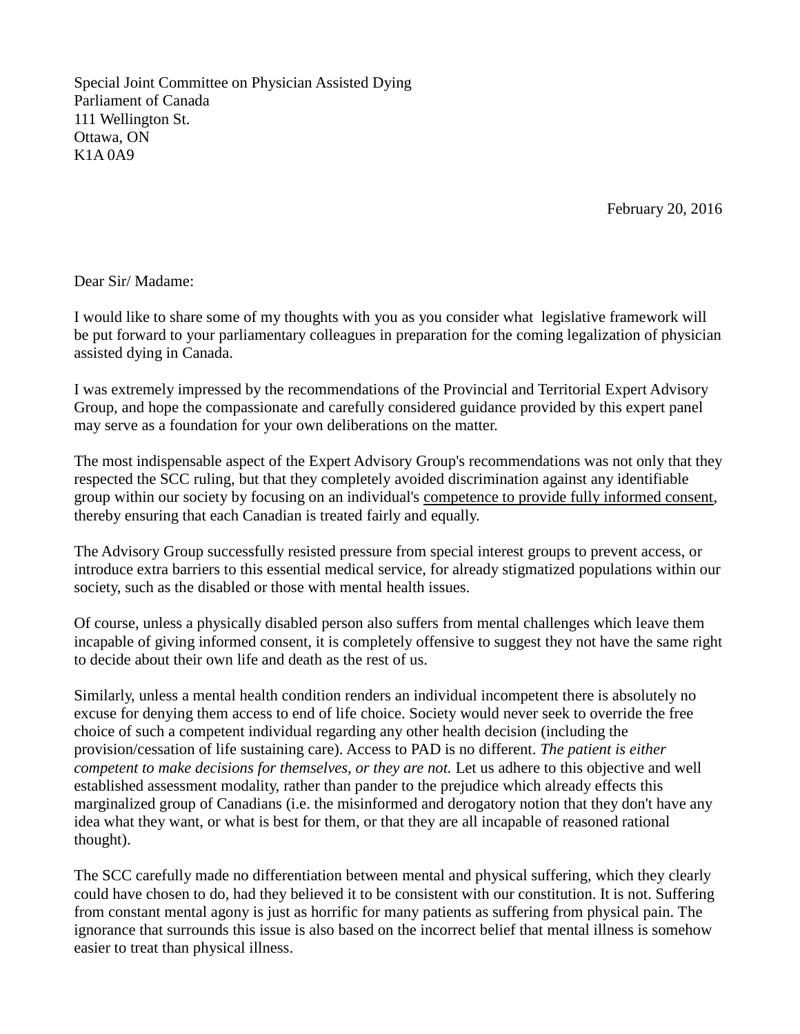Special Joint Committee on Physician Assisted Dying
Parliament of Canada
111 Wellington St.
Ottawa, ON
K1A 0A9

February 20, 2016

Dear Sir/ Madame:

I would like to share some of my thoughts with you as you consider what legislative framework will be put forward to your parliamentary colleagues in preparation for the coming legalization of physician assisted dying in Canada.

I was extremely impressed by the recommendations of the Provincial and Territorial Expert Advisory Group, and hope the compassionate and carefully considered guidance provided by this expert panel may serve as a foundation for your own deliberations on the matter.

The most indispensable aspect of the Expert Advisory Group's recommendations was not only that they respected the SCC ruling, but that they completely avoided discrimination against any identifiable group within our society by focusing on an individual's <u>competence to provide fully informed consent</u>, thereby ensuring that each Canadian is treated fairly and equally.

The Advisory Group successfully resisted pressure from special interest groups to prevent access, or introduce extra barriers to this essential medical service, for already stigmatized populations within our society, such as the disabled or those with mental health issues.

Of course, unless a physically disabled person also suffers from mental challenges which leave them incapable of giving informed consent, it is completely offensive to suggest they not have the same right to decide about their own life and death as the rest of us.

Similarly, unless a mental health condition renders an individual incompetent there is absolutely no excuse for denying them access to end of life choice. Society would never seek to override the free choice of such a competent individual regarding any other health decision (including the provision/cessation of life sustaining care). Access to PAD is no different. *The patient is either competent to make decisions for themselves, or they are not.* Let us adhere to this objective and well established assessment modality, rather than pander to the prejudice which already effects this marginalized group of Canadians (i.e. the misinformed and derogatory notion that they don't have any idea what they want, or what is best for them, or that they are all incapable of reasoned rational thought).

The SCC carefully made no differentiation between mental and physical suffering, which they clearly could have chosen to do, had they believed it to be consistent with our constitution. It is not. Suffering from constant mental agony is just as horrific for many patients as suffering from physical pain. The ignorance that surrounds this issue is also based on the incorrect belief that mental illness is somehow easier to treat than physical illness.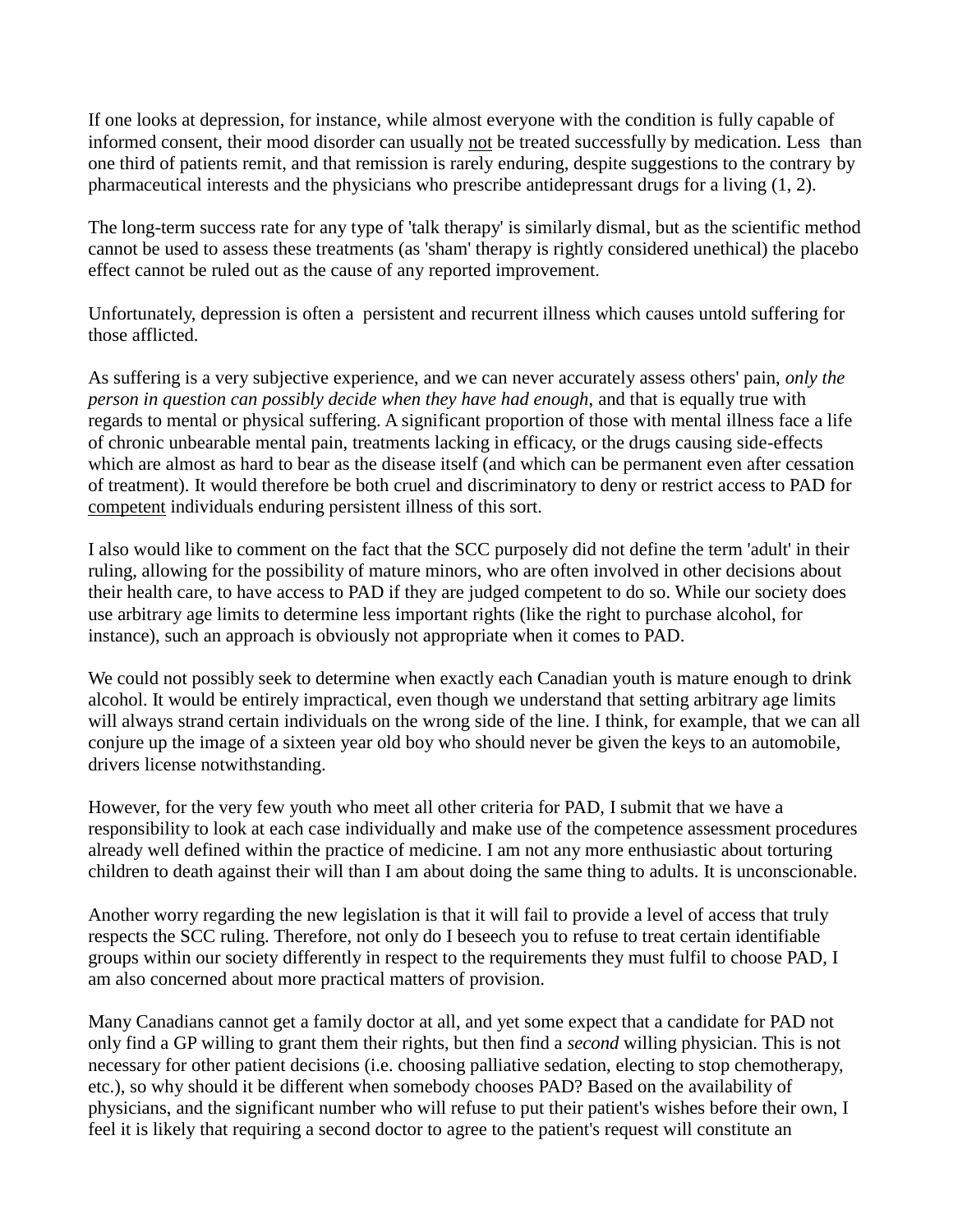If one looks at depression, for instance, while almost everyone with the condition is fully capable of informed consent, their mood disorder can usually <u>not</u> be treated successfully by medication. Less than one third of patients remit, and that remission is rarely enduring, despite suggestions to the contrary by pharmaceutical interests and the physicians who prescribe antidepressant drugs for a living (1, 2).

The long-term success rate for any type of 'talk therapy' is similarly dismal, but as the scientific method cannot be used to assess these treatments (as 'sham' therapy is rightly considered unethical) the placebo effect cannot be ruled out as the cause of any reported improvement.

Unfortunately, depression is often a persistent and recurrent illness which causes untold suffering for those afflicted.

As suffering is a very subjective experience, and we can never accurately assess others' pain, *only the person in question can possibly decide when they have had enough*, and that is equally true with regards to mental or physical suffering. A significant proportion of those with mental illness face a life of chronic unbearable mental pain, treatments lacking in efficacy, or the drugs causing side-effects which are almost as hard to bear as the disease itself (and which can be permanent even after cessation of treatment). It would therefore be both cruel and discriminatory to deny or restrict access to PAD for <u>competent</u> individuals enduring persistent illness of this sort.

I also would like to comment on the fact that the SCC purposely did not define the term 'adult' in their ruling, allowing for the possibility of mature minors, who are often involved in other decisions about their health care, to have access to PAD if they are judged competent to do so. While our society does use arbitrary age limits to determine less important rights (like the right to purchase alcohol, for instance), such an approach is obviously not appropriate when it comes to PAD.

We could not possibly seek to determine when exactly each Canadian youth is mature enough to drink alcohol. It would be entirely impractical, even though we understand that setting arbitrary age limits will always strand certain individuals on the wrong side of the line. I think, for example, that we can all conjure up the image of a sixteen year old boy who should never be given the keys to an automobile, drivers license notwithstanding.

However, for the very few youth who meet all other criteria for PAD, I submit that we have a responsibility to look at each case individually and make use of the competence assessment procedures already well defined within the practice of medicine. I am not any more enthusiastic about torturing children to death against their will than I am about doing the same thing to adults. It is unconscionable.

Another worry regarding the new legislation is that it will fail to provide a level of access that truly respects the SCC ruling. Therefore, not only do I beseech you to refuse to treat certain identifiable groups within our society differently in respect to the requirements they must fulfil to choose PAD, I am also concerned about more practical matters of provision.

Many Canadians cannot get a family doctor at all, and yet some expect that a candidate for PAD not only find a GP willing to grant them their rights, but then find a *second* willing physician. This is not necessary for other patient decisions (i.e. choosing palliative sedation, electing to stop chemotherapy, etc.), so why should it be different when somebody chooses PAD? Based on the availability of physicians, and the significant number who will refuse to put their patient's wishes before their own, I feel it is likely that requiring a second doctor to agree to the patient's request will constitute an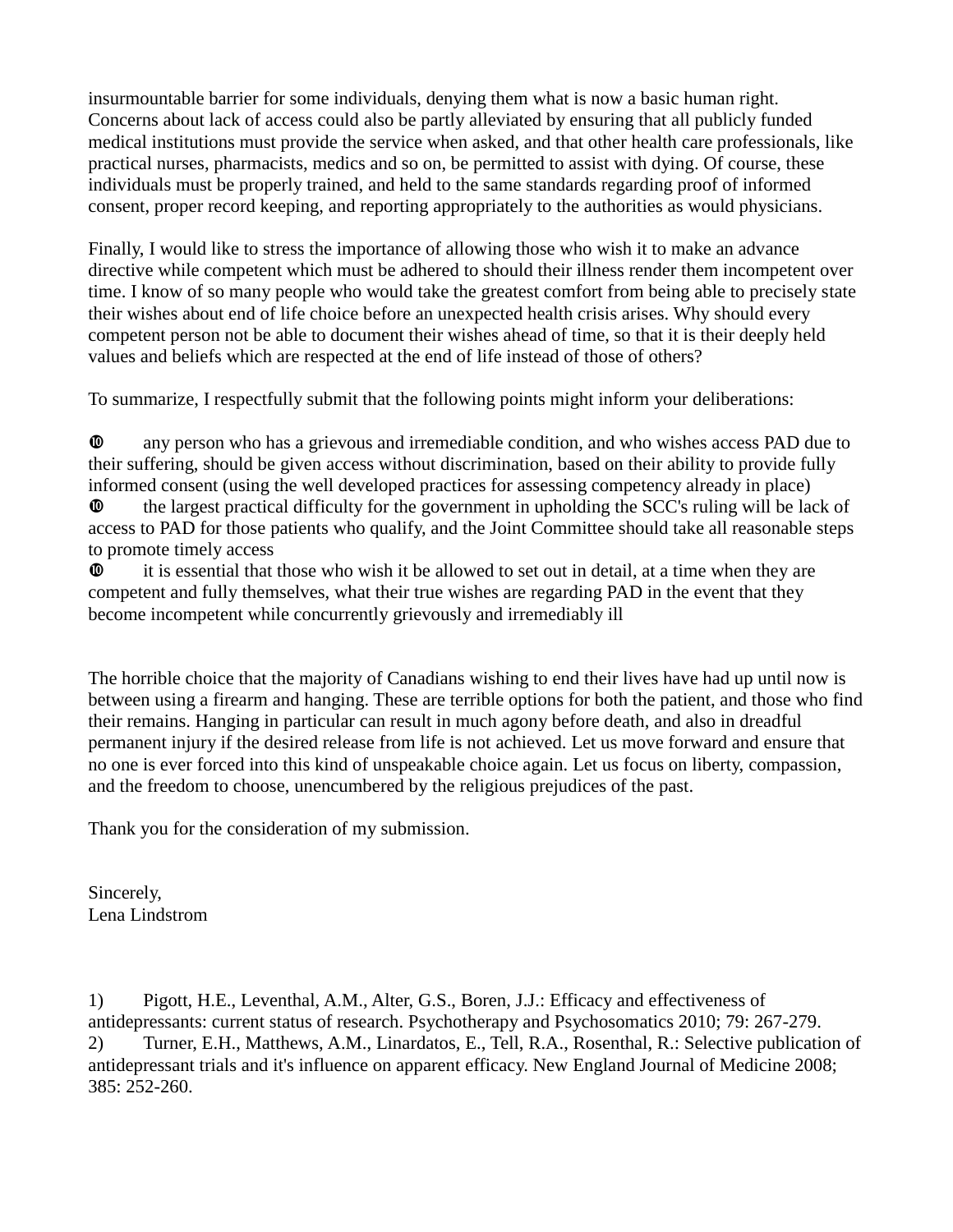insurmountable barrier for some individuals, denying them what is now a basic human right. Concerns about lack of access could also be partly alleviated by ensuring that all publicly funded medical institutions must provide the service when asked, and that other health care professionals, like practical nurses, pharmacists, medics and so on, be permitted to assist with dying. Of course, these individuals must be properly trained, and held to the same standards regarding proof of informed consent, proper record keeping, and reporting appropriately to the authorities as would physicians.

Finally, I would like to stress the importance of allowing those who wish it to make an advance directive while competent which must be adhered to should their illness render them incompetent over time. I know of so many people who would take the greatest comfort from being able to precisely state their wishes about end of life choice before an unexpected health crisis arises. Why should every competent person not be able to document their wishes ahead of time, so that it is their deeply held values and beliefs which are respected at the end of life instead of those of others?

To summarize, I respectfully submit that the following points might inform your deliberations:

- any person who has a grievous and irremediable condition, and who wishes access PAD due to their suffering, should be given access without discrimination, based on their ability to provide fully informed consent (using the well developed practices for assessing competency already in place)
- the largest practical difficulty for the government in upholding the SCC's ruling will be lack of access to PAD for those patients who qualify, and the Joint Committee should take all reasonable steps to promote timely access
- it is essential that those who wish it be allowed to set out in detail, at a time when they are competent and fully themselves, what their true wishes are regarding PAD in the event that they become incompetent while concurrently grievously and irremediably ill

The horrible choice that the majority of Canadians wishing to end their lives have had up until now is between using a firearm and hanging. These are terrible options for both the patient, and those who find their remains. Hanging in particular can result in much agony before death, and also in dreadful permanent injury if the desired release from life is not achieved. Let us move forward and ensure that no one is ever forced into this kind of unspeakable choice again. Let us focus on liberty, compassion, and the freedom to choose, unencumbered by the religious prejudices of the past.

Thank you for the consideration of my submission.

Sincerely,
Lena Lindstrom

1) Pigott, H.E., Leventhal, A.M., Alter, G.S., Boren, J.J.: Efficacy and effectiveness of antidepressants: current status of research. Psychotherapy and Psychosomatics 2010; 79: 267-279.
2) Turner, E.H., Matthews, A.M., Linardatos, E., Tell, R.A., Rosenthal, R.: Selective publication of antidepressant trials and it's influence on apparent efficacy. New England Journal of Medicine 2008; 385: 252-260.